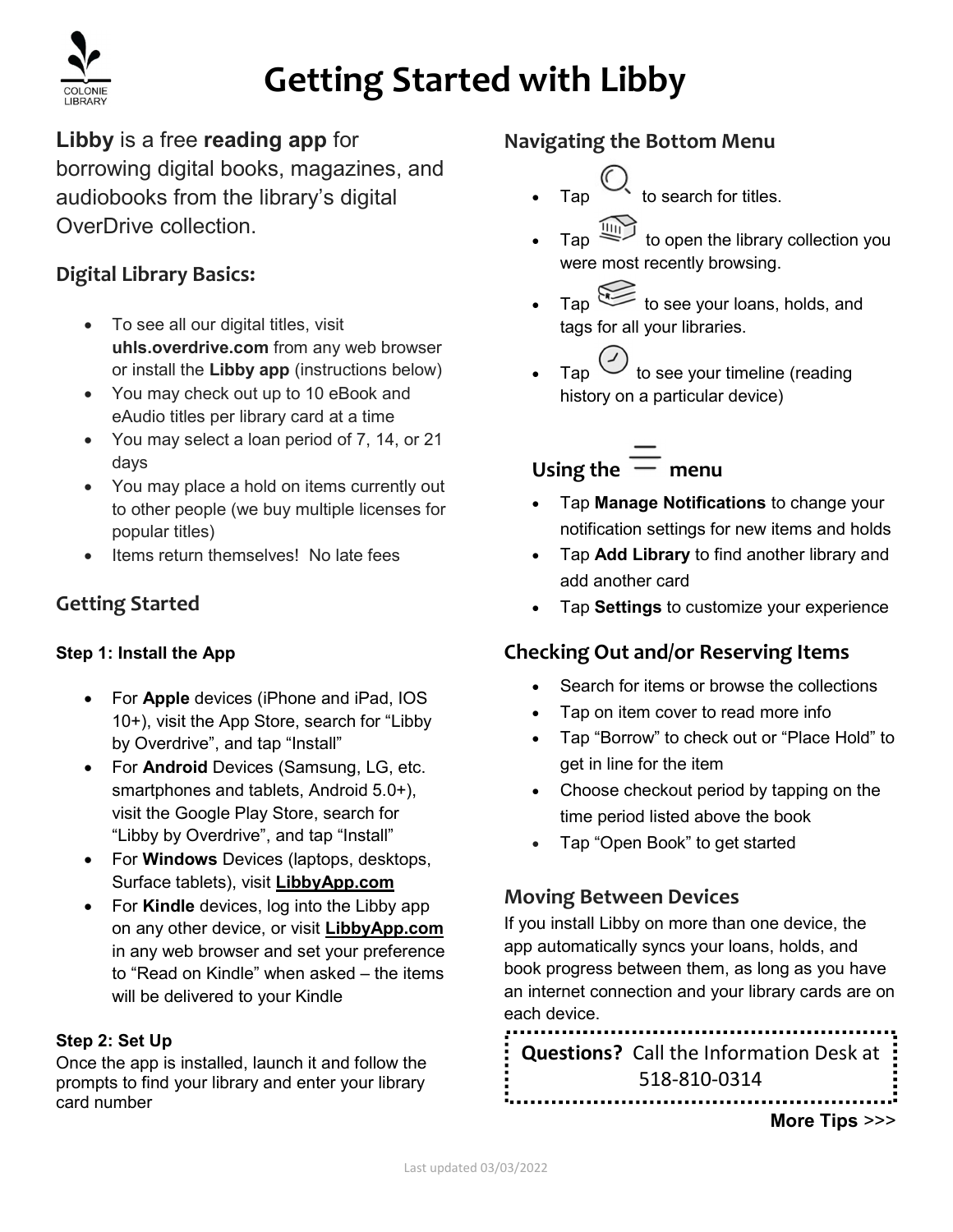# Getting Started with Libby

**Libby** is a free **reading app** for borrowing digital books, magazines, and audiobooks from the library's digital OverDrive collection.

## Digital Library Basics:

- To see all our digital titles, visit **uhls.overdrive.com** from any web browser or install the **Libby app** (instructions below)
- You may check out up to 10 eBook and eAudio titles per library card at a time
- You may select a loan period of 7, 14, or 21 days
- You may place a hold on items currently out to other people (we buy multiple licenses for popular titles)
- Items return themselves! No late fees

## Getting Started

### Step 1: Install the App

- For **Apple** devices (iPhone and iPad, IOS 10+), visit the App Store, search for "Libby by Overdrive", and tap "Install"
- For **Android** Devices (Samsung, LG, etc. smartphones and tablets, Android 5.0+), visit the Google Play Store, search for "Libby by Overdrive", and tap "Install"
- For **Windows** Devices (laptops, desktops, Surface tablets), visit **LibbyApp.com**
- For **Kindle** devices, log into the Libby app on any other device, or visit **LibbyApp.com** in any web browser and set your preference to "Read on Kindle" when asked – the items will be delivered to your Kindle

### Step 2: Set Up

Once the app is installed, launch it and follow the prompts to find your library and enter your library card number

## Navigating the Bottom Menu

- Tap (search icon) to search for titles.
- Tap (library icon) to open the library collection you were most recently browsing.
- Tap (shelf icon) to see your loans, holds, and tags for all your libraries.
- Tap (timeline icon) to see your timeline (reading history on a particular device)

## Using the ☰ menu

- Tap **Manage Notifications** to change your notification settings for new items and holds
- Tap **Add Library** to find another library and add another card
- Tap **Settings** to customize your experience

## Checking Out and/or Reserving Items

- Search for items or browse the collections
- Tap on item cover to read more info
- Tap "Borrow" to check out or "Place Hold" to get in line for the item
- Choose checkout period by tapping on the time period listed above the book
- Tap "Open Book" to get started

## Moving Between Devices

If you install Libby on more than one device, the app automatically syncs your loans, holds, and book progress between them, as long as you have an internet connection and your library cards are on each device.

**Questions?** Call the Information Desk at 518-810-0314

**More Tips** >>>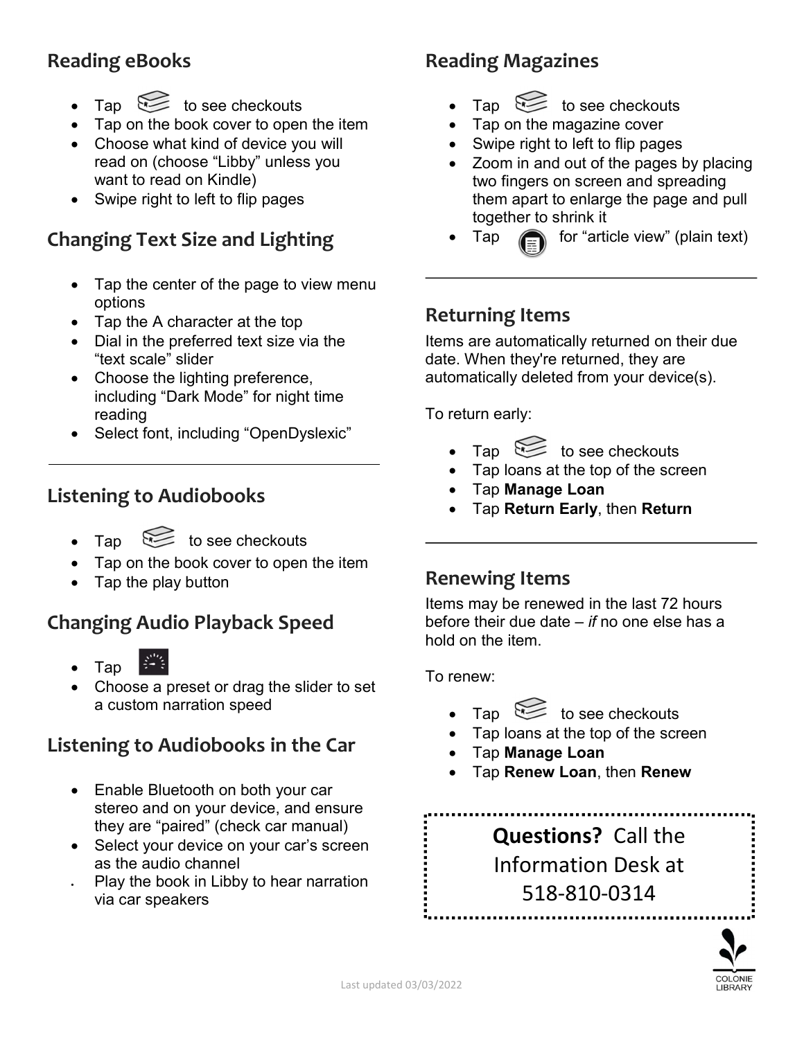## Reading eBooks

- Tap to see checkouts
- Tap on the book cover to open the item
- Choose what kind of device you will read on (choose "Libby" unless you want to read on Kindle)
- Swipe right to left to flip pages

## Changing Text Size and Lighting

- Tap the center of the page to view menu options
- Tap the A character at the top
- Dial in the preferred text size via the "text scale" slider
- Choose the lighting preference, including "Dark Mode" for night time reading
- Select font, including "OpenDyslexic"

## Listening to Audiobooks

- Tap to see checkouts
- Tap on the book cover to open the item
- Tap the play button

## Changing Audio Playback Speed

- Tap
- Choose a preset or drag the slider to set a custom narration speed

## Listening to Audiobooks in the Car

- Enable Bluetooth on both your car stereo and on your device, and ensure they are "paired" (check car manual)
- Select your device on your car's screen as the audio channel
- Play the book in Libby to hear narration via car speakers

## Reading Magazines

- Tap to see checkouts
- Tap on the magazine cover
- Swipe right to left to flip pages
- Zoom in and out of the pages by placing two fingers on screen and spreading them apart to enlarge the page and pull together to shrink it
- Tap for "article view" (plain text)

## Returning Items

Items are automatically returned on their due date. When they're returned, they are automatically deleted from your device(s).

To return early:

- Tap to see checkouts
- Tap loans at the top of the screen
- Tap **Manage Loan**
- Tap **Return Early**, then **Return**

## Renewing Items

Items may be renewed in the last 72 hours before their due date – *if* no one else has a hold on the item.

To renew:

- Tap to see checkouts
- Tap loans at the top of the screen
- Tap **Manage Loan**
- Tap **Renew Loan**, then **Renew**

**Questions?** Call the Information Desk at 518-810-0314

COLONIE LIBRARY

Last updated 03/03/2022